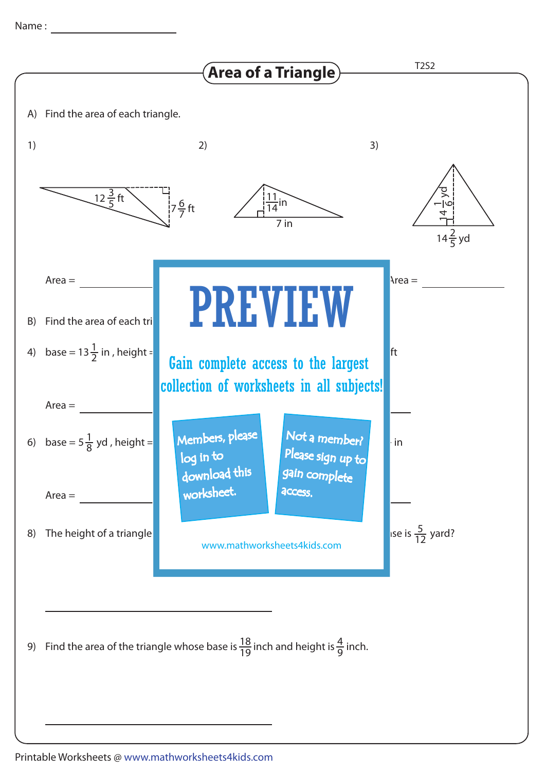Name : ____________________

# Area of a Triangle

T2S2

A) Find the area of each triangle.

1) $12\frac{3}{5}$ ft, $7\frac{6}{7}$ ft

2) $\frac{11}{14}$ in, 7 in

3) $14\frac{1}{6}$ yd, $14\frac{2}{5}$ yd

Area = ____________ Area = ____________

B) Find the area of each tri

4) base = $13\frac{1}{2}$ in , height = ft

Area = ____________

6) base = $5\frac{1}{8}$ yd , height = in

Area = ____________

8) The height of a triangle ... se is $\frac{5}{12}$ yard?

PREVIEW

Gain complete access to the largest collection of worksheets in all subjects!

Members, please log in to download this worksheet.

Not a member? Please sign up to gain complete access.

www.mathworksheets4kids.com

________________________________

9) Find the area of the triangle whose base is $\frac{18}{19}$ inch and height is $\frac{4}{9}$ inch.

________________________________

Printable Worksheets @ www.mathworksheets4kids.com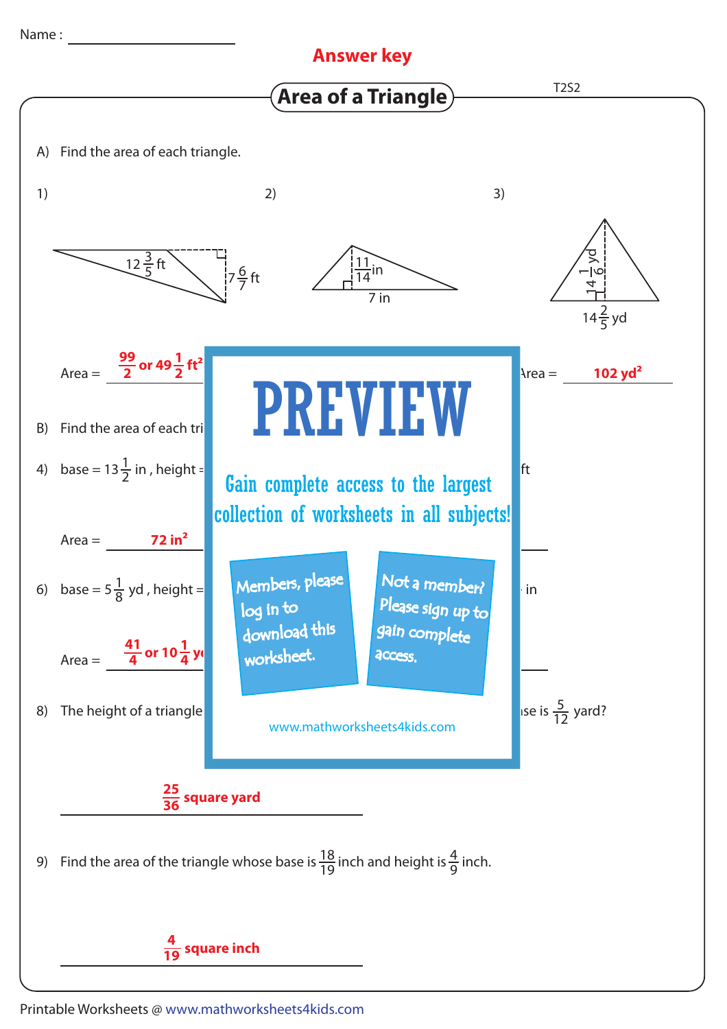Name :

**Answer key**

# Area of a Triangle

T2S2

A) Find the area of each triangle.

1)

$12\frac{3}{5}$ ft

$7\frac{6}{7}$ ft

2)

$\frac{11}{14}$ in

7 in

3)

$14\frac{1}{6}$ yd

$14\frac{2}{5}$ yd

Area = $\frac{99}{2}$ or $49\frac{1}{2}$ $ft^2$

Area = $102\ yd^2$

**PREVIEW**

Gain complete access to the largest collection of worksheets in all subjects!

Members, please log in to download this worksheet.

Not a member? Please sign up to gain complete access.

www.mathworksheets4kids.com

B) Find the area of each tri

4) base = $13\frac{1}{2}$ in , height =

ft

Area = $72\ in^2$

6) base = $5\frac{1}{8}$ yd , height =

in

Area = $\frac{41}{4}$ or $10\frac{1}{4}$ y

8) The height of a triangle

se is $\frac{5}{12}$ yard?

$\frac{25}{36}$ square yard

9) Find the area of the triangle whose base is $\frac{18}{19}$ inch and height is $\frac{4}{9}$ inch.

$\frac{4}{19}$ square inch